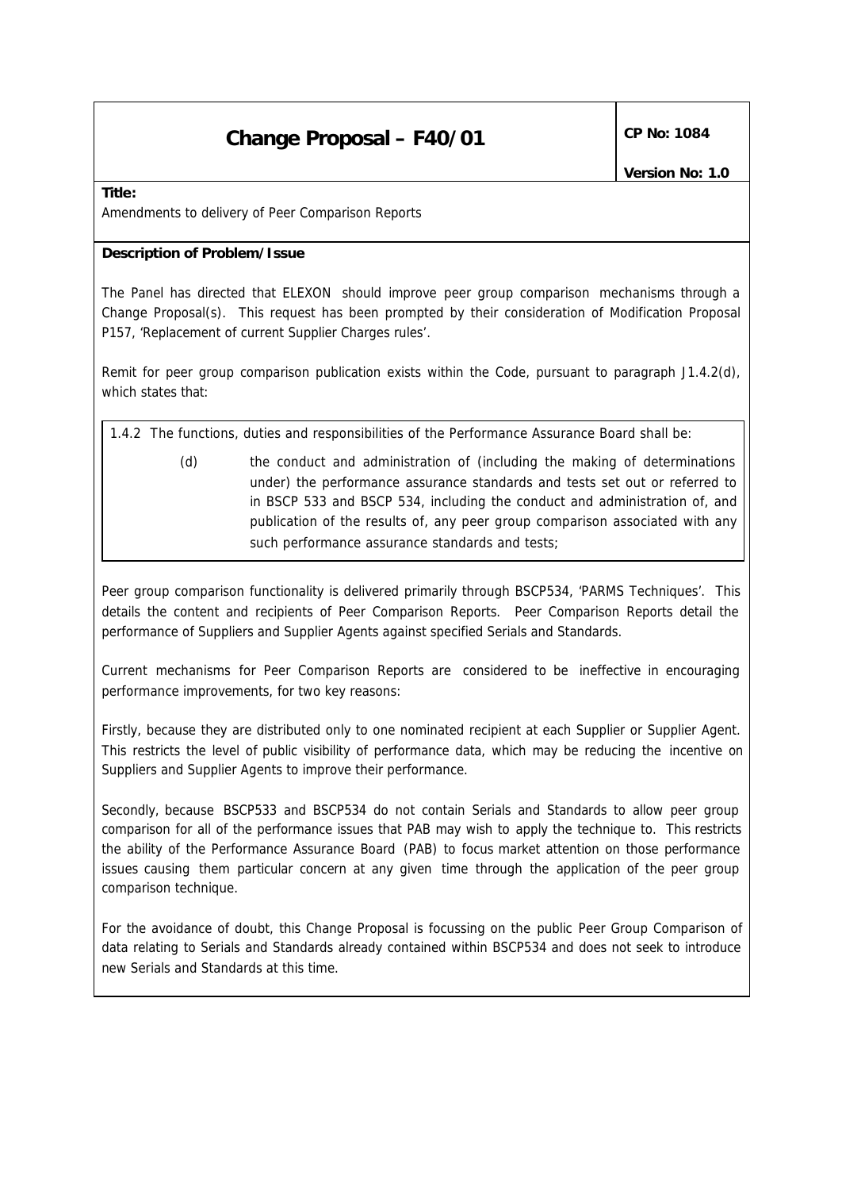# Change Proposal – F40/01

**CP No: 1084**

**Version No: 1.0**

**Title:**

Amendments to delivery of Peer Comparison Reports

**Description of Problem/Issue**

The Panel has directed that ELEXON should improve peer group comparison mechanisms through a Change Proposal(s). This request has been prompted by their consideration of Modification Proposal P157, 'Replacement of current Supplier Charges rules'.

Remit for peer group comparison publication exists within the Code, pursuant to paragraph J1.4.2(d), which states that:

> 1.4.2 The functions, duties and responsibilities of the Performance Assurance Board shall be:
>
> (d) the conduct and administration of (including the making of determinations under) the performance assurance standards and tests set out or referred to in BSCP 533 and BSCP 534, including the conduct and administration of, and publication of the results of, any peer group comparison associated with any such performance assurance standards and tests;

Peer group comparison functionality is delivered primarily through BSCP534, 'PARMS Techniques'. This details the content and recipients of Peer Comparison Reports. Peer Comparison Reports detail the performance of Suppliers and Supplier Agents against specified Serials and Standards.

Current mechanisms for Peer Comparison Reports are considered to be ineffective in encouraging performance improvements, for two key reasons:

Firstly, because they are distributed only to one nominated recipient at each Supplier or Supplier Agent. This restricts the level of public visibility of performance data, which may be reducing the incentive on Suppliers and Supplier Agents to improve their performance.

Secondly, because BSCP533 and BSCP534 do not contain Serials and Standards to allow peer group comparison for all of the performance issues that PAB may wish to apply the technique to. This restricts the ability of the Performance Assurance Board (PAB) to focus market attention on those performance issues causing them particular concern at any given time through the application of the peer group comparison technique.

For the avoidance of doubt, this Change Proposal is focussing on the public Peer Group Comparison of data relating to Serials and Standards already contained within BSCP534 and does not seek to introduce new Serials and Standards at this time.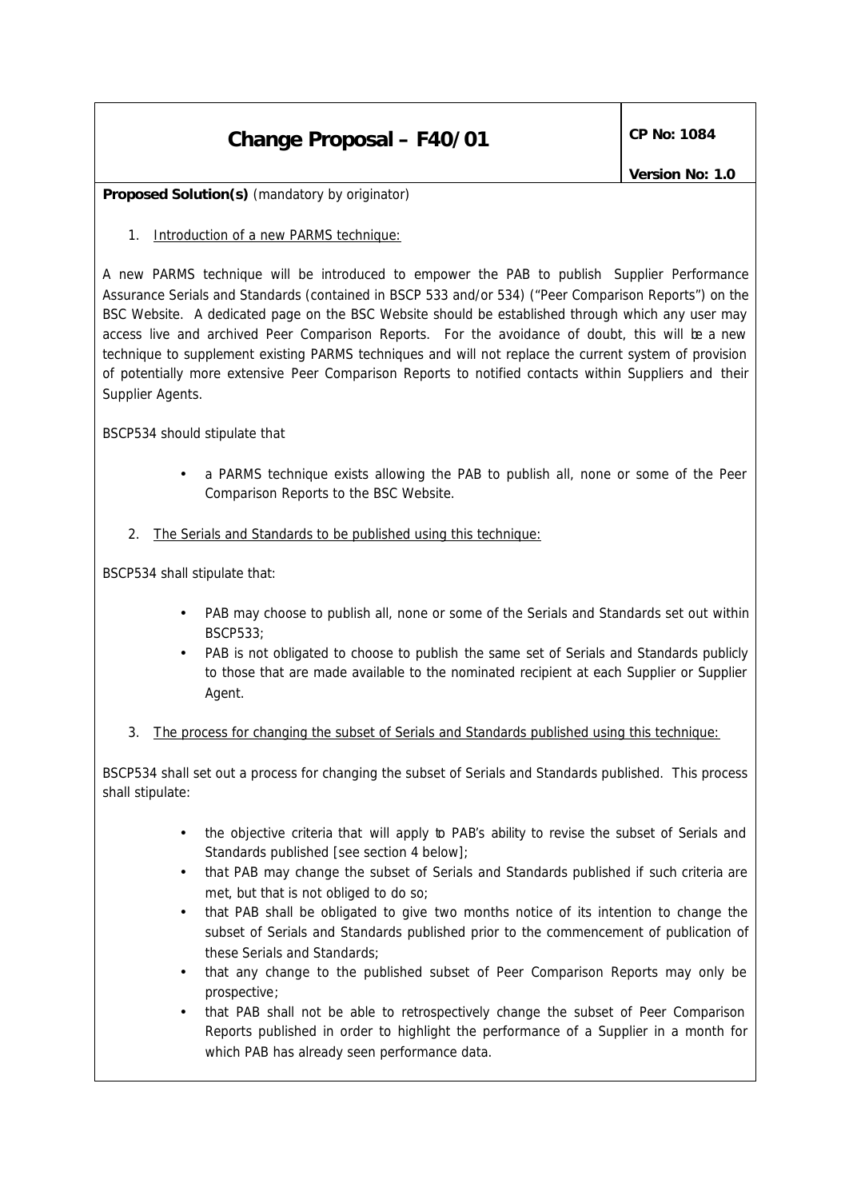# Change Proposal – F40/01

**CP No: 1084**

**Version No: 1.0**

**Proposed Solution(s)** (mandatory by originator)

1. Introduction of a new PARMS technique:

A new PARMS technique will be introduced to empower the PAB to publish Supplier Performance Assurance Serials and Standards (contained in BSCP 533 and/or 534) ("Peer Comparison Reports") on the BSC Website. A dedicated page on the BSC Website should be established through which any user may access live and archived Peer Comparison Reports. For the avoidance of doubt, this will be a new technique to supplement existing PARMS techniques and will not replace the current system of provision of potentially more extensive Peer Comparison Reports to notified contacts within Suppliers and their Supplier Agents.

BSCP534 should stipulate that

- a PARMS technique exists allowing the PAB to publish all, none or some of the Peer Comparison Reports to the BSC Website.

2. The Serials and Standards to be published using this technique:

BSCP534 shall stipulate that:

- PAB may choose to publish all, none or some of the Serials and Standards set out within BSCP533;
- PAB is not obligated to choose to publish the same set of Serials and Standards publicly to those that are made available to the nominated recipient at each Supplier or Supplier Agent.

3. The process for changing the subset of Serials and Standards published using this technique:

BSCP534 shall set out a process for changing the subset of Serials and Standards published. This process shall stipulate:

- the objective criteria that will apply to PAB's ability to revise the subset of Serials and Standards published [see section 4 below];
- that PAB may change the subset of Serials and Standards published if such criteria are met, but that is not obliged to do so;
- that PAB shall be obligated to give two months notice of its intention to change the subset of Serials and Standards published prior to the commencement of publication of these Serials and Standards;
- that any change to the published subset of Peer Comparison Reports may only be prospective;
- that PAB shall not be able to retrospectively change the subset of Peer Comparison Reports published in order to highlight the performance of a Supplier in a month for which PAB has already seen performance data.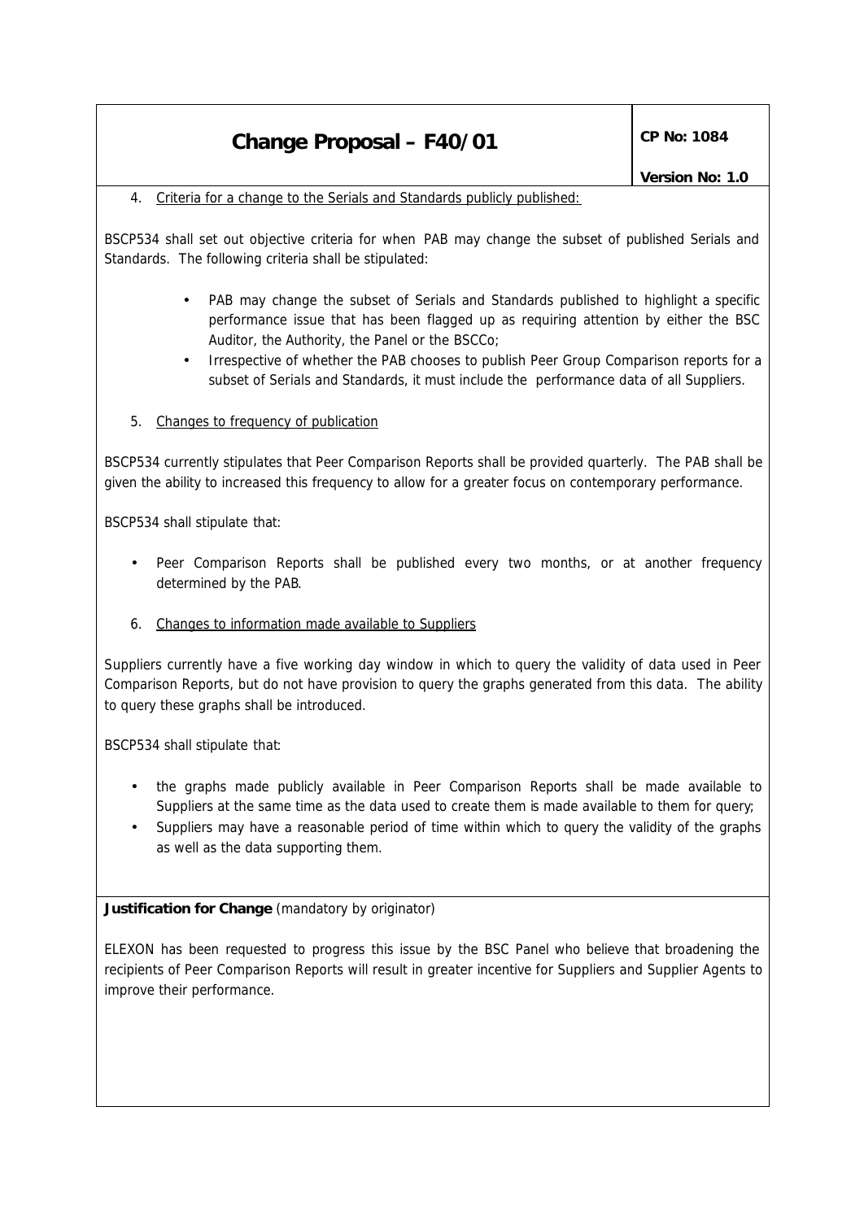4. Criteria for a change to the Serials and Standards publicly published:

BSCP534 shall set out objective criteria for when PAB may change the subset of published Serials and Standards. The following criteria shall be stipulated:

- PAB may change the subset of Serials and Standards published to highlight a specific performance issue that has been flagged up as requiring attention by either the BSC Auditor, the Authority, the Panel or the BSCCo;
- Irrespective of whether the PAB chooses to publish Peer Group Comparison reports for a subset of Serials and Standards, it must include the performance data of all Suppliers.

5. Changes to frequency of publication

BSCP534 currently stipulates that Peer Comparison Reports shall be provided quarterly. The PAB shall be given the ability to increased this frequency to allow for a greater focus on contemporary performance.

BSCP534 shall stipulate that:

- Peer Comparison Reports shall be published every two months, or at another frequency determined by the PAB.

6. Changes to information made available to Suppliers

Suppliers currently have a five working day window in which to query the validity of data used in Peer Comparison Reports, but do not have provision to query the graphs generated from this data. The ability to query these graphs shall be introduced.

BSCP534 shall stipulate that:

- the graphs made publicly available in Peer Comparison Reports shall be made available to Suppliers at the same time as the data used to create them is made available to them for query;
- Suppliers may have a reasonable period of time within which to query the validity of the graphs as well as the data supporting them.

**Justification for Change** (mandatory by originator)

ELEXON has been requested to progress this issue by the BSC Panel who believe that broadening the recipients of Peer Comparison Reports will result in greater incentive for Suppliers and Supplier Agents to improve their performance.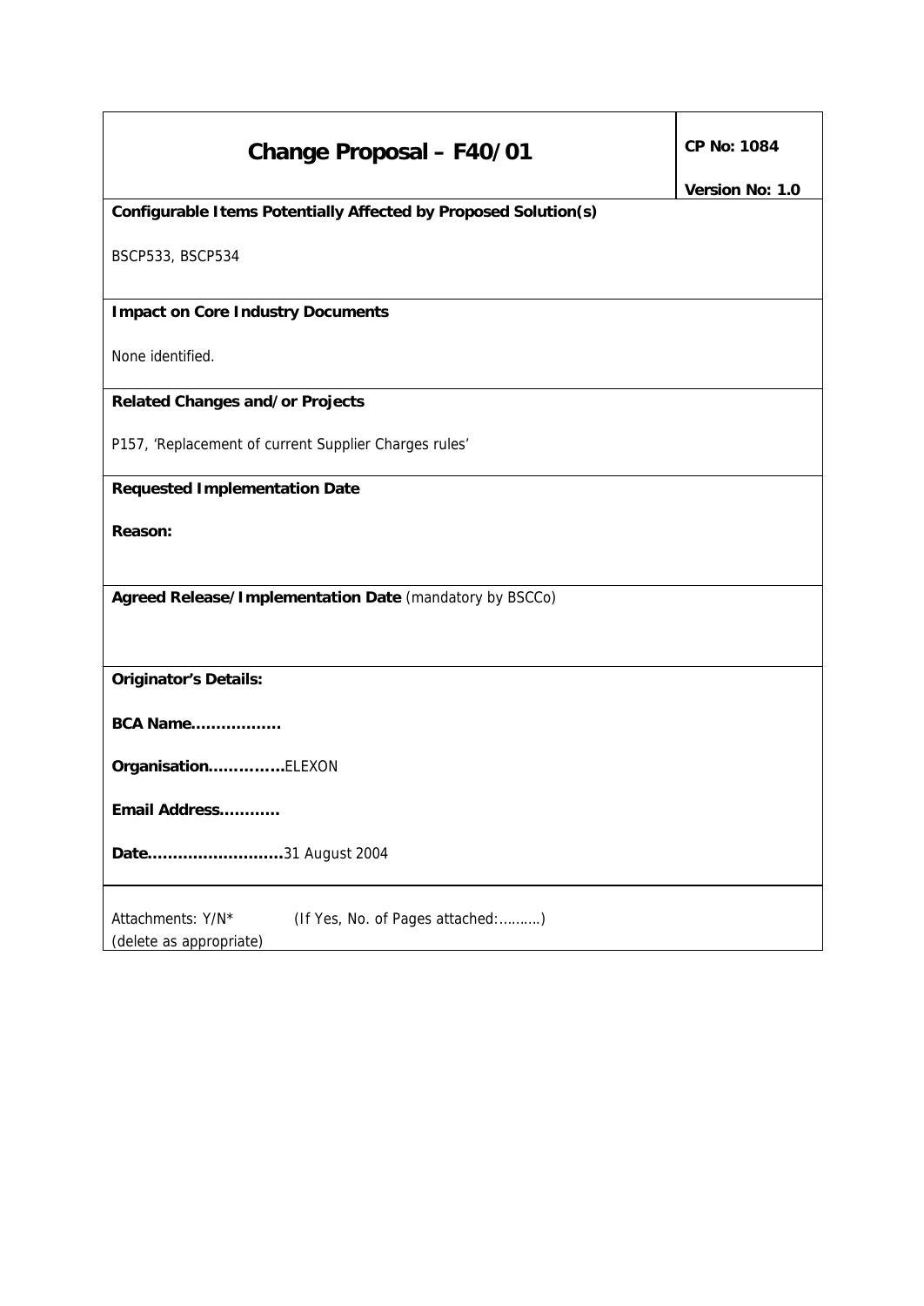| Change Proposal – F40/01 | CP No: 1084<br><br>Version No: 1.0 |
|---|---|

**Configurable Items Potentially Affected by Proposed Solution(s)**

BSCP533, BSCP534

**Impact on Core Industry Documents**

None identified.

**Related Changes and/or Projects**

P157, 'Replacement of current Supplier Charges rules'

**Requested Implementation Date**

**Reason:**

**Agreed Release/Implementation Date** (mandatory by BSCCo)

**Originator's Details:**

**BCA Name………………**

**Organisation……………**ELEXON

**Email Address…………**

**Date………………………**31 August 2004

Attachments: Y/N*　　(If Yes, No. of Pages attached:……….)
(delete as appropriate)